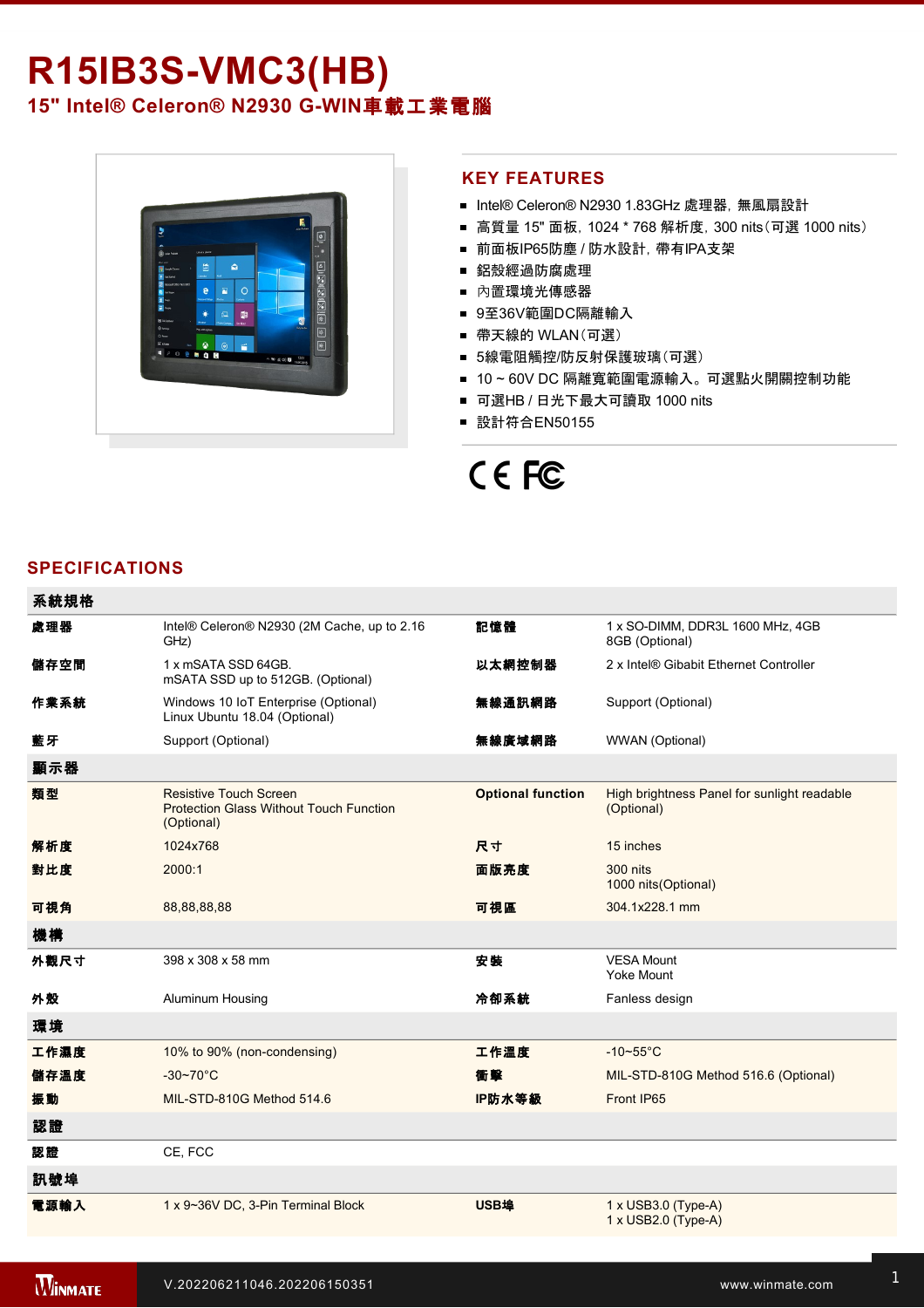# R15IB3S-VMC3(HB)

## 15" Intel® Celeron® N2930 G-WIN車載工業電腦

## KEY FEATURES

- Intel® Celeron® N2930 1.83GHz 處理器, 無風扇設計
- 高質量 15" 面板, 1024 * 768 解析度, 300 nits（可選 1000 nits）
- 前面板IP65防塵 / 防水設計, 帶有IPA支架
- 鋁殼經過防腐處理
- 內置環境光傳感器
- 9至36V範圍DC隔離輸入
- 帶天線的 WLAN（可選）
- 5線電阻觸控/防反射保護玻璃（可選）
- 10 ~ 60V DC 隔離寬範圍電源輸入。可選點火開關控制功能
- 可選HB / 日光下最大可讀取 1000 nits
- 設計符合EN50155

CE FC

## SPECIFICATIONS

| 系統規格 | | | |
|---|---|---|---|
| **處理器** | Intel® Celeron® N2930 (2M Cache, up to 2.16 GHz) | **記憶體** | 1 x SO-DIMM, DDR3L 1600 MHz, 4GB<br>8GB (Optional) |
| **儲存空間** | 1 x mSATA SSD 64GB.<br>mSATA SSD up to 512GB. (Optional) | **以太網控制器** | 2 x Intel® Gibabit Ethernet Controller |
| **作業系統** | Windows 10 IoT Enterprise (Optional)<br>Linux Ubuntu 18.04 (Optional) | **無線通訊網路** | Support (Optional) |
| **藍牙** | Support (Optional) | **無線廣域網路** | WWAN (Optional) |
| **顯示器** | | | |
| **類型** | Resistive Touch Screen<br>Protection Glass Without Touch Function (Optional) | **Optional function** | High brightness Panel for sunlight readable (Optional) |
| **解析度** | 1024x768 | **尺寸** | 15 inches |
| **對比度** | 2000:1 | **面版亮度** | 300 nits<br>1000 nits(Optional) |
| **可視角** | 88,88,88,88 | **可視區** | 304.1x228.1 mm |
| **機構** | | | |
| **外觀尺寸** | 398 x 308 x 58 mm | **安裝** | VESA Mount<br>Yoke Mount |
| **外殼** | Aluminum Housing | **冷卻系統** | Fanless design |
| **環境** | | | |
| **工作濕度** | 10% to 90% (non-condensing) | **工作溫度** | -10~55°C |
| **儲存溫度** | -30~70°C | **衝擊** | MIL-STD-810G Method 516.6 (Optional) |
| **振動** | MIL-STD-810G Method 514.6 | **IP防水等級** | Front IP65 |
| **認證** | | | |
| **認證** | CE, FCC | | |
| **訊號埠** | | | |
| **電源輸入** | 1 x 9~36V DC, 3-Pin Terminal Block | **USB埠** | 1 x USB3.0 (Type-A)<br>1 x USB2.0 (Type-A) |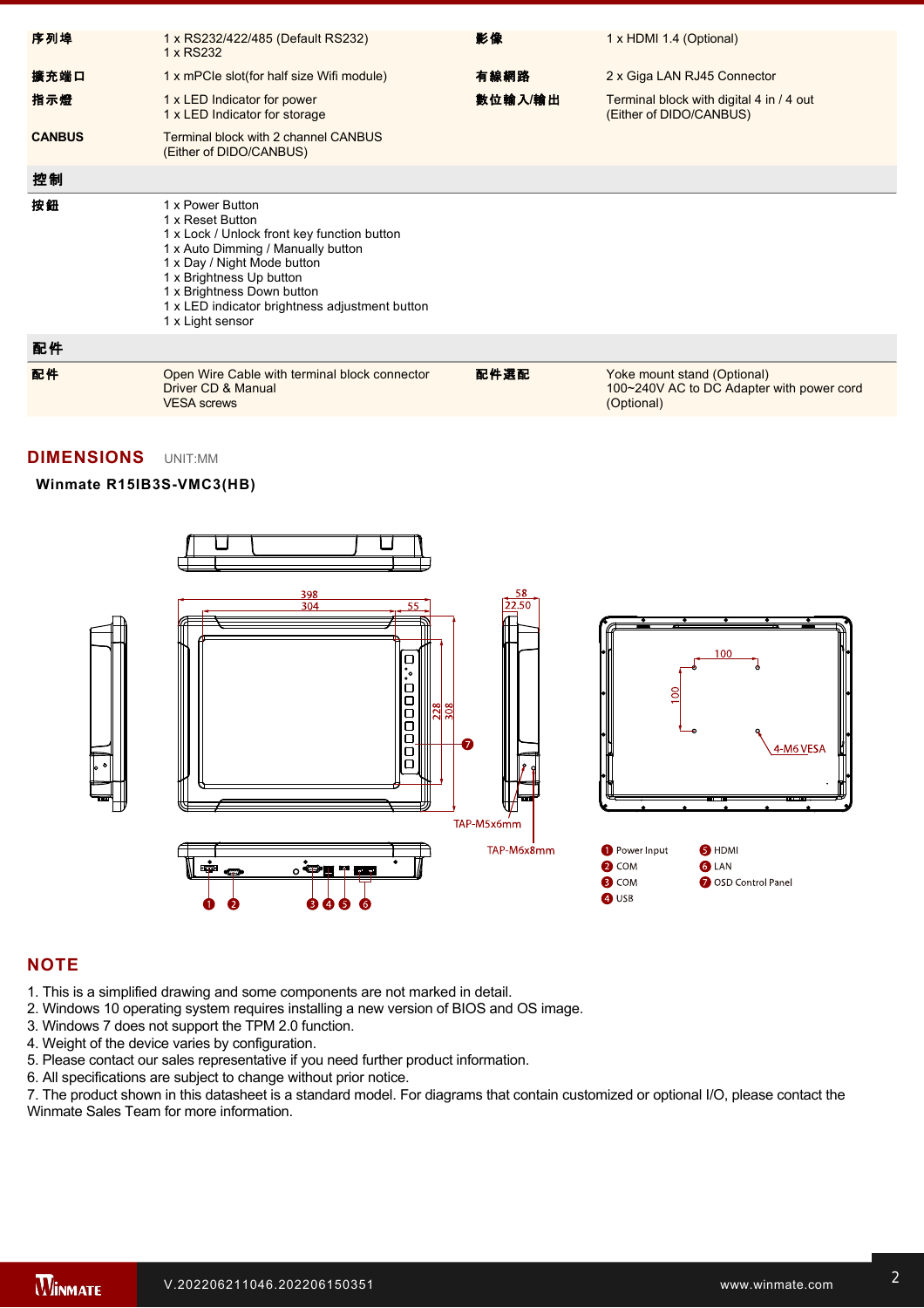| | | | |
|---|---|---|---|
| 序列埠 | 1 x RS232/422/485 (Default RS232)<br>1 x RS232 | 影像 | 1 x HDMI 1.4 (Optional) |
| 擴充端口 | 1 x mPCIe slot(for half size Wifi module) | 有線網路 | 2 x Giga LAN RJ45 Connector |
| 指示燈 | 1 x LED Indicator for power<br>1 x LED Indicator for storage | 數位輸入/輸出 | Terminal block with digital 4 in / 4 out<br>(Either of DIDO/CANBUS) |
| CANBUS | Terminal block with 2 channel CANBUS<br>(Either of DIDO/CANBUS) | | |
| **控制** | | | |
| 按鈕 | 1 x Power Button<br>1 x Reset Button<br>1 x Lock / Unlock front key function button<br>1 x Auto Dimming / Manually button<br>1 x Day / Night Mode button<br>1 x Brightness Up button<br>1 x Brightness Down button<br>1 x LED indicator brightness adjustment button<br>1 x Light sensor | | |
| **配件** | | | |
| 配件 | Open Wire Cable with terminal block connector<br>Driver CD & Manual<br>VESA screws | 配件選配 | Yoke mount stand (Optional)<br>100~240V AC to DC Adapter with power cord<br>(Optional) |

## DIMENSIONS UNIT:MM

**Winmate R15IB3S-VMC3(HB)**

398
304
55
58
22.50
228
308
100
100
4-M6 VESA
TAP-M5x6mm
TAP-M6x8mm

1 Power Input
2 COM
3 COM
4 USB
5 HDMI
6 LAN
7 OSD Control Panel

## NOTE

1. This is a simplified drawing and some components are not marked in detail.
2. Windows 10 operating system requires installing a new version of BIOS and OS image.
3. Windows 7 does not support the TPM 2.0 function.
4. Weight of the device varies by configuration.
5. Please contact our sales representative if you need further product information.
6. All specifications are subject to change without prior notice.
7. The product shown in this datasheet is a standard model. For diagrams that contain customized or optional I/O, please contact the Winmate Sales Team for more information.